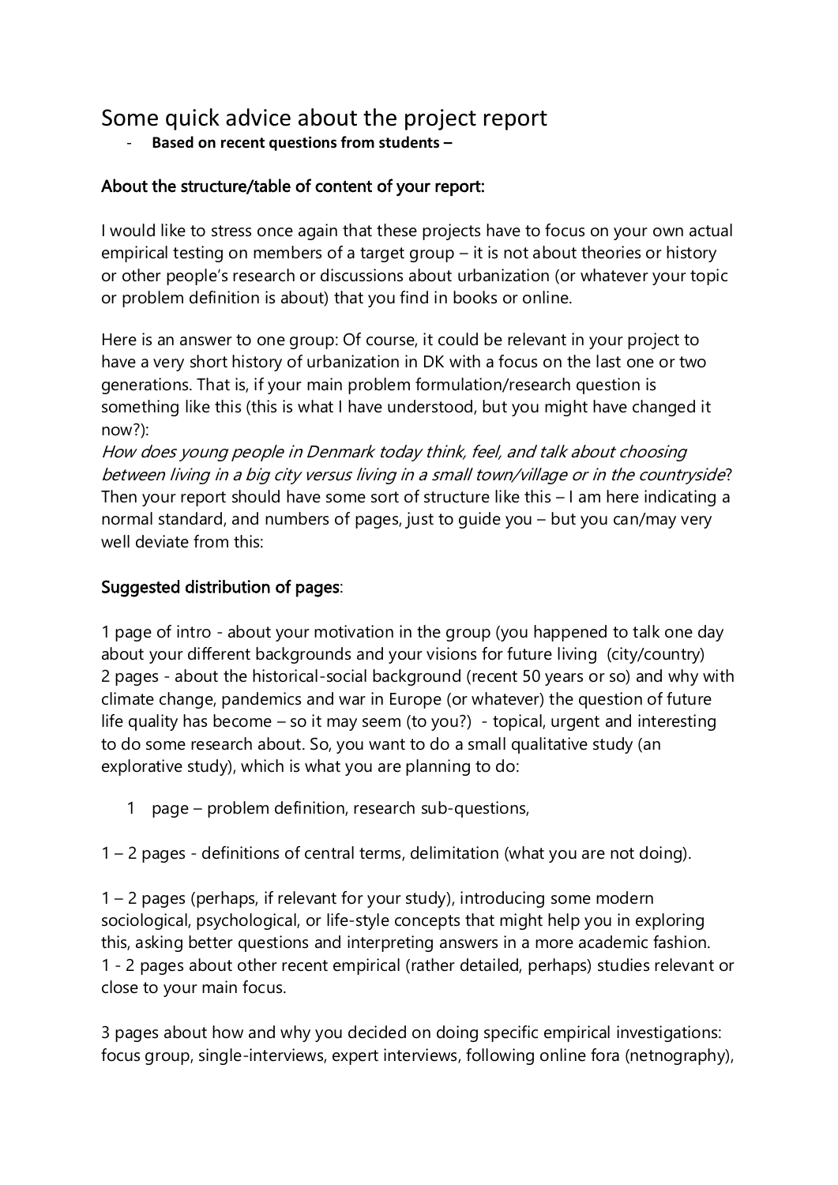# Some quick advice about the project report

- **Based on recent questions from students –**

## About the structure/table of content of your report:

I would like to stress once again that these projects have to focus on your own actual empirical testing on members of a target group – it is not about theories or history or other people's research or discussions about urbanization (or whatever your topic or problem definition is about) that you find in books or online.

Here is an answer to one group: Of course, it could be relevant in your project to have a very short history of urbanization in DK with a focus on the last one or two generations. That is, if your main problem formulation/research question is something like this (this is what I have understood, but you might have changed it now?):
*How does young people in Denmark today think, feel, and talk about choosing between living in a big city versus living in a small town/village or in the countryside*?
Then your report should have some sort of structure like this – I am here indicating a normal standard, and numbers of pages, just to guide you – but you can/may very well deviate from this:

## Suggested distribution of pages:

1 page of intro - about your motivation in the group (you happened to talk one day about your different backgrounds and your visions for future living (city/country)
2 pages - about the historical-social background (recent 50 years or so) and why with climate change, pandemics and war in Europe (or whatever) the question of future life quality has become – so it may seem (to you?) - topical, urgent and interesting to do some research about. So, you want to do a small qualitative study (an explorative study), which is what you are planning to do:

1 page – problem definition, research sub-questions,

1 – 2 pages - definitions of central terms, delimitation (what you are not doing).

1 – 2 pages (perhaps, if relevant for your study), introducing some modern sociological, psychological, or life-style concepts that might help you in exploring this, asking better questions and interpreting answers in a more academic fashion.
1 - 2 pages about other recent empirical (rather detailed, perhaps) studies relevant or close to your main focus.

3 pages about how and why you decided on doing specific empirical investigations: focus group, single-interviews, expert interviews, following online fora (netnography),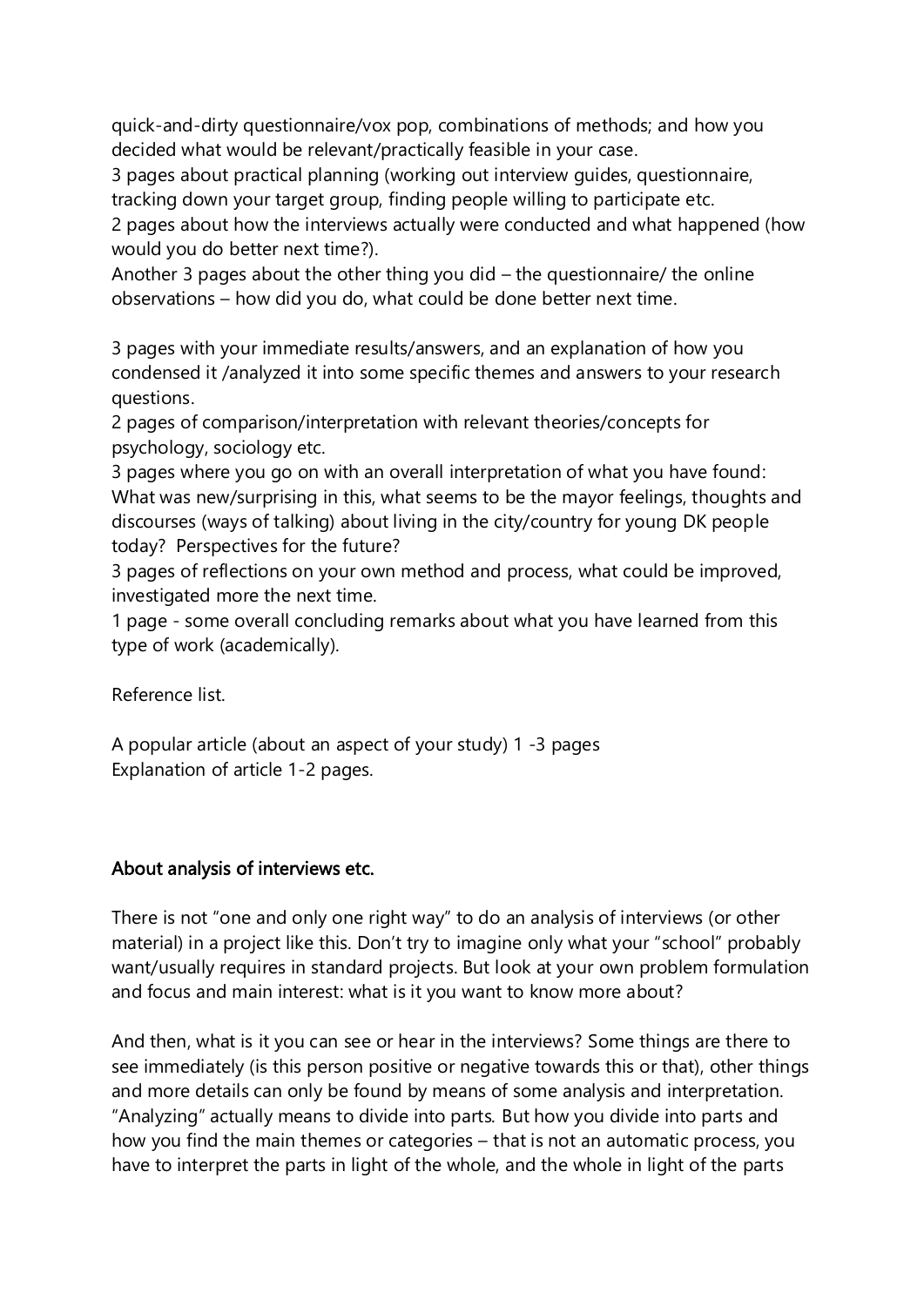quick-and-dirty questionnaire/vox pop, combinations of methods; and how you decided what would be relevant/practically feasible in your case.
3 pages about practical planning (working out interview guides, questionnaire, tracking down your target group, finding people willing to participate etc.
2 pages about how the interviews actually were conducted and what happened (how would you do better next time?).
Another 3 pages about the other thing you did – the questionnaire/ the online observations – how did you do, what could be done better next time.

3 pages with your immediate results/answers, and an explanation of how you condensed it /analyzed it into some specific themes and answers to your research questions.
2 pages of comparison/interpretation with relevant theories/concepts for psychology, sociology etc.
3 pages where you go on with an overall interpretation of what you have found: What was new/surprising in this, what seems to be the mayor feelings, thoughts and discourses (ways of talking) about living in the city/country for young DK people today? Perspectives for the future?
3 pages of reflections on your own method and process, what could be improved, investigated more the next time.
1 page - some overall concluding remarks about what you have learned from this type of work (academically).

Reference list.

A popular article (about an aspect of your study) 1 -3 pages
Explanation of article 1-2 pages.

## About analysis of interviews etc.

There is not "one and only one right way" to do an analysis of interviews (or other material) in a project like this. Don't try to imagine only what your "school" probably want/usually requires in standard projects. But look at your own problem formulation and focus and main interest: what is it you want to know more about?

And then, what is it you can see or hear in the interviews? Some things are there to see immediately (is this person positive or negative towards this or that), other things and more details can only be found by means of some analysis and interpretation. "Analyzing" actually means to divide into parts. But how you divide into parts and how you find the main themes or categories – that is not an automatic process, you have to interpret the parts in light of the whole, and the whole in light of the parts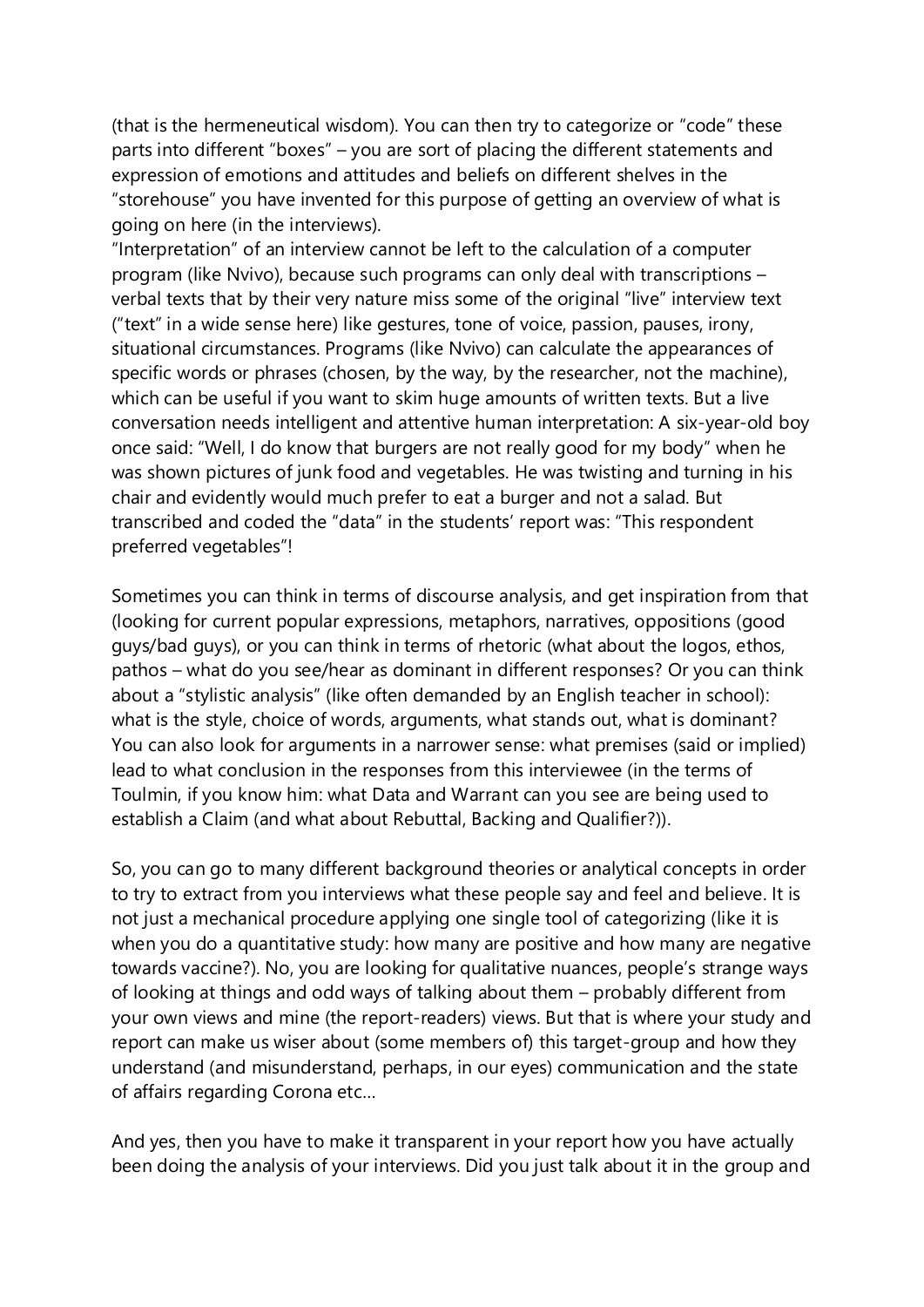(that is the hermeneutical wisdom). You can then try to categorize or "code" these parts into different "boxes" – you are sort of placing the different statements and expression of emotions and attitudes and beliefs on different shelves in the "storehouse" you have invented for this purpose of getting an overview of what is going on here (in the interviews).

"Interpretation" of an interview cannot be left to the calculation of a computer program (like Nvivo), because such programs can only deal with transcriptions – verbal texts that by their very nature miss some of the original "live" interview text ("text" in a wide sense here) like gestures, tone of voice, passion, pauses, irony, situational circumstances. Programs (like Nvivo) can calculate the appearances of specific words or phrases (chosen, by the way, by the researcher, not the machine), which can be useful if you want to skim huge amounts of written texts. But a live conversation needs intelligent and attentive human interpretation: A six-year-old boy once said: "Well, I do know that burgers are not really good for my body" when he was shown pictures of junk food and vegetables. He was twisting and turning in his chair and evidently would much prefer to eat a burger and not a salad. But transcribed and coded the "data" in the students' report was: "This respondent preferred vegetables"!

Sometimes you can think in terms of discourse analysis, and get inspiration from that (looking for current popular expressions, metaphors, narratives, oppositions (good guys/bad guys), or you can think in terms of rhetoric (what about the logos, ethos, pathos – what do you see/hear as dominant in different responses? Or you can think about a "stylistic analysis" (like often demanded by an English teacher in school): what is the style, choice of words, arguments, what stands out, what is dominant? You can also look for arguments in a narrower sense: what premises (said or implied) lead to what conclusion in the responses from this interviewee (in the terms of Toulmin, if you know him: what Data and Warrant can you see are being used to establish a Claim (and what about Rebuttal, Backing and Qualifier?)).

So, you can go to many different background theories or analytical concepts in order to try to extract from you interviews what these people say and feel and believe. It is not just a mechanical procedure applying one single tool of categorizing (like it is when you do a quantitative study: how many are positive and how many are negative towards vaccine?). No, you are looking for qualitative nuances, people's strange ways of looking at things and odd ways of talking about them – probably different from your own views and mine (the report-readers) views. But that is where your study and report can make us wiser about (some members of) this target-group and how they understand (and misunderstand, perhaps, in our eyes) communication and the state of affairs regarding Corona etc…

And yes, then you have to make it transparent in your report how you have actually been doing the analysis of your interviews. Did you just talk about it in the group and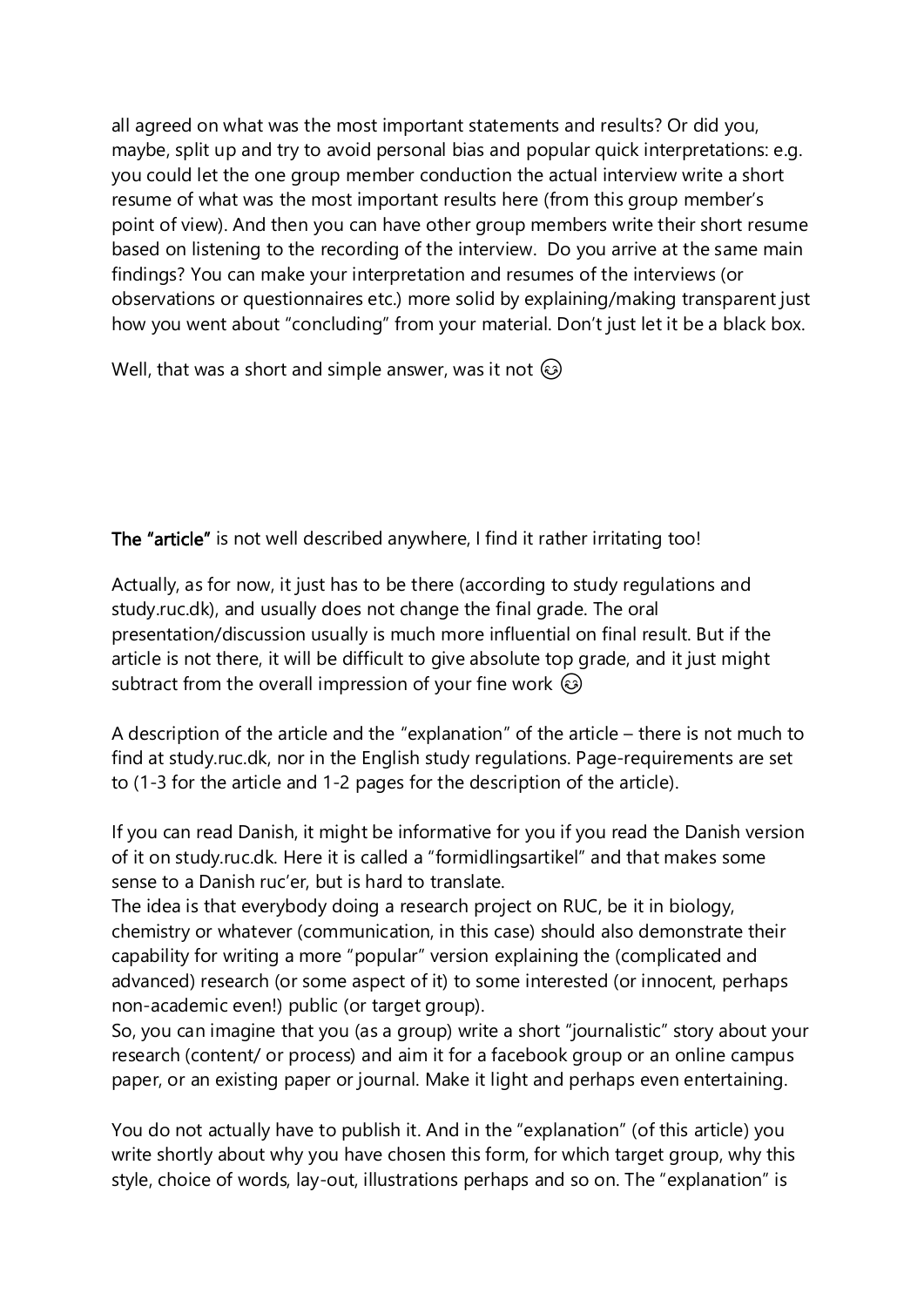all agreed on what was the most important statements and results? Or did you, maybe, split up and try to avoid personal bias and popular quick interpretations: e.g. you could let the one group member conduction the actual interview write a short resume of what was the most important results here (from this group member's point of view). And then you can have other group members write their short resume based on listening to the recording of the interview. Do you arrive at the same main findings? You can make your interpretation and resumes of the interviews (or observations or questionnaires etc.) more solid by explaining/making transparent just how you went about "concluding" from your material. Don't just let it be a black box.

Well, that was a short and simple answer, was it not 😉

**The "article"** is not well described anywhere, I find it rather irritating too!

Actually, as for now, it just has to be there (according to study regulations and study.ruc.dk), and usually does not change the final grade. The oral presentation/discussion usually is much more influential on final result. But if the article is not there, it will be difficult to give absolute top grade, and it just might subtract from the overall impression of your fine work 😉

A description of the article and the "explanation" of the article – there is not much to find at study.ruc.dk, nor in the English study regulations. Page-requirements are set to (1-3 for the article and 1-2 pages for the description of the article).

If you can read Danish, it might be informative for you if you read the Danish version of it on study.ruc.dk. Here it is called a "formidlingsartikel" and that makes some sense to a Danish ruc'er, but is hard to translate.
The idea is that everybody doing a research project on RUC, be it in biology, chemistry or whatever (communication, in this case) should also demonstrate their capability for writing a more "popular" version explaining the (complicated and advanced) research (or some aspect of it) to some interested (or innocent, perhaps non-academic even!) public (or target group).
So, you can imagine that you (as a group) write a short "journalistic" story about your research (content/ or process) and aim it for a facebook group or an online campus paper, or an existing paper or journal. Make it light and perhaps even entertaining.

You do not actually have to publish it. And in the "explanation" (of this article) you write shortly about why you have chosen this form, for which target group, why this style, choice of words, lay-out, illustrations perhaps and so on. The "explanation" is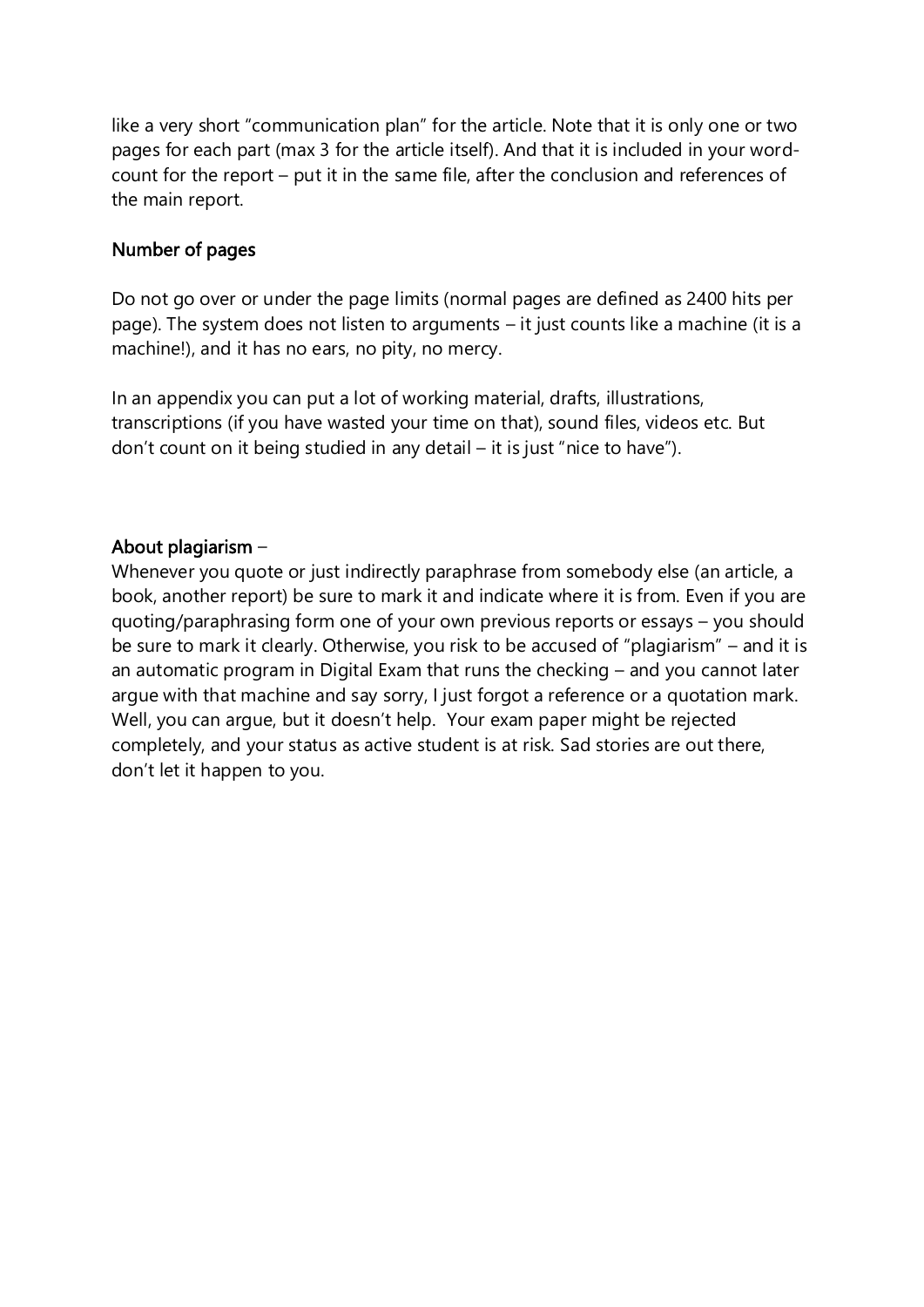like a very short "communication plan" for the article. Note that it is only one or two pages for each part (max 3 for the article itself). And that it is included in your word-count for the report – put it in the same file, after the conclusion and references of the main report.

### Number of pages

Do not go over or under the page limits (normal pages are defined as 2400 hits per page). The system does not listen to arguments – it just counts like a machine (it is a machine!), and it has no ears, no pity, no mercy.

In an appendix you can put a lot of working material, drafts, illustrations, transcriptions (if you have wasted your time on that), sound files, videos etc. But don't count on it being studied in any detail – it is just "nice to have").

### About plagiarism –

Whenever you quote or just indirectly paraphrase from somebody else (an article, a book, another report) be sure to mark it and indicate where it is from. Even if you are quoting/paraphrasing form one of your own previous reports or essays – you should be sure to mark it clearly. Otherwise, you risk to be accused of "plagiarism" – and it is an automatic program in Digital Exam that runs the checking – and you cannot later argue with that machine and say sorry, I just forgot a reference or a quotation mark. Well, you can argue, but it doesn't help. Your exam paper might be rejected completely, and your status as active student is at risk. Sad stories are out there, don't let it happen to you.